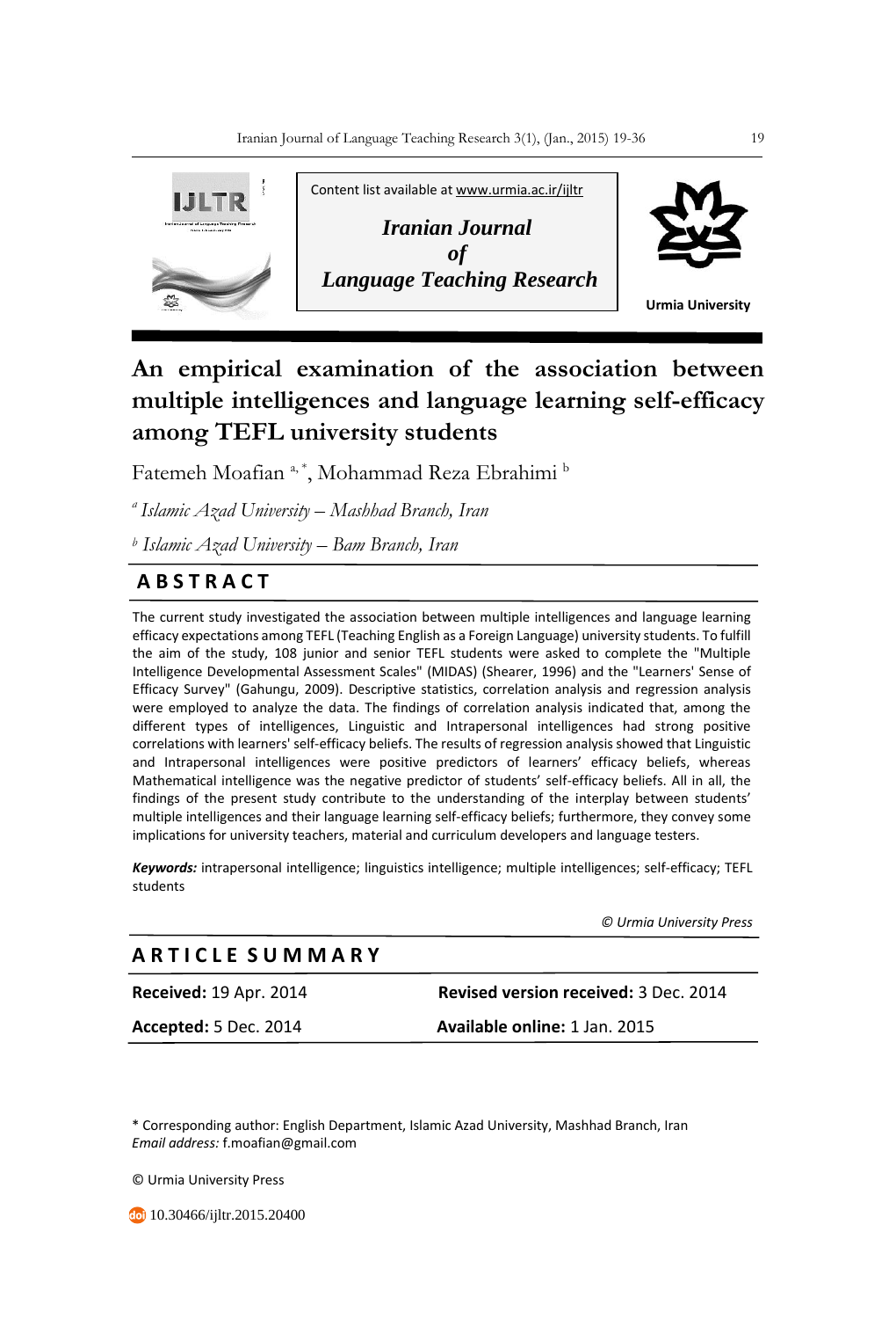Content list available at www.urmia.ac.ir/ijltr

*Iranian Journal of Language Teaching Research*

Urmia University

# An empirical examination of the association between multiple intelligences and language learning self-efficacy among TEFL university students

Fatemeh Moafian [a, *], Mohammad Reza Ebrahimi [b]

[a] *Islamic Azad University – Mashhad Branch, Iran*

[b] *Islamic Azad University – Bam Branch, Iran*

## ABSTRACT

The current study investigated the association between multiple intelligences and language learning efficacy expectations among TEFL (Teaching English as a Foreign Language) university students. To fulfill the aim of the study, 108 junior and senior TEFL students were asked to complete the "Multiple Intelligence Developmental Assessment Scales" (MIDAS) (Shearer, 1996) and the "Learners' Sense of Efficacy Survey" (Gahungu, 2009). Descriptive statistics, correlation analysis and regression analysis were employed to analyze the data. The findings of correlation analysis indicated that, among the different types of intelligences, Linguistic and Intrapersonal intelligences had strong positive correlations with learners' self-efficacy beliefs. The results of regression analysis showed that Linguistic and Intrapersonal intelligences were positive predictors of learners' efficacy beliefs, whereas Mathematical intelligence was the negative predictor of students' self-efficacy beliefs. All in all, the findings of the present study contribute to the understanding of the interplay between students' multiple intelligences and their language learning self-efficacy beliefs; furthermore, they convey some implications for university teachers, material and curriculum developers and language testers.

***Keywords:*** intrapersonal intelligence; linguistics intelligence; multiple intelligences; self-efficacy; TEFL students

*© Urmia University Press*

## ARTICLE SUMMARY

| | |
|---|---|
| **Received:** 19 Apr. 2014 | **Revised version received:** 3 Dec. 2014 |
| **Accepted:** 5 Dec. 2014 | **Available online:** 1 Jan. 2015 |

\* Corresponding author: English Department, Islamic Azad University, Mashhad Branch, Iran
*Email address:* f.moafian@gmail.com

© Urmia University Press

10.30466/ijltr.2015.20400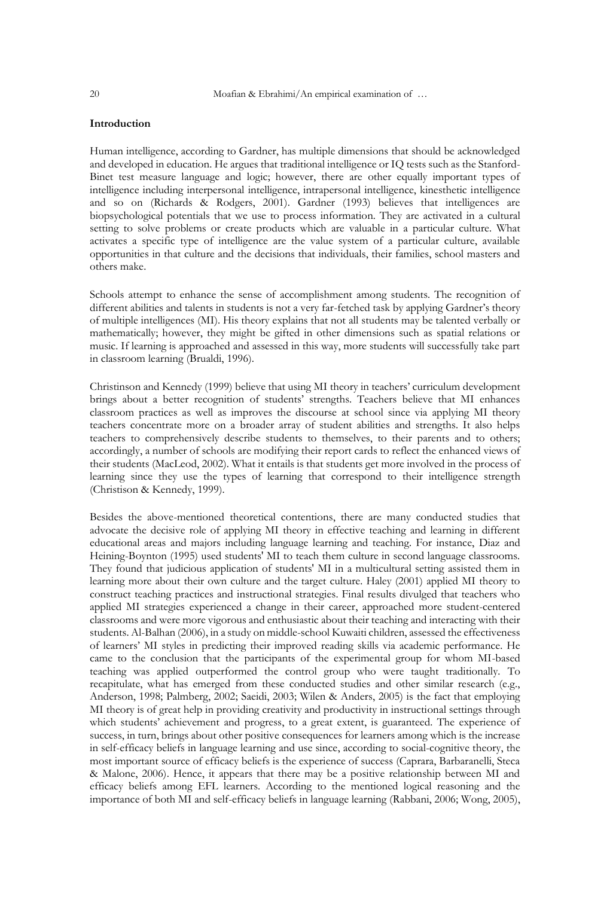**Introduction**

Human intelligence, according to Gardner, has multiple dimensions that should be acknowledged and developed in education. He argues that traditional intelligence or IQ tests such as the Stanford-Binet test measure language and logic; however, there are other equally important types of intelligence including interpersonal intelligence, intrapersonal intelligence, kinesthetic intelligence and so on (Richards & Rodgers, 2001). Gardner (1993) believes that intelligences are biopsychological potentials that we use to process information. They are activated in a cultural setting to solve problems or create products which are valuable in a particular culture. What activates a specific type of intelligence are the value system of a particular culture, available opportunities in that culture and the decisions that individuals, their families, school masters and others make.

Schools attempt to enhance the sense of accomplishment among students. The recognition of different abilities and talents in students is not a very far-fetched task by applying Gardner's theory of multiple intelligences (MI). His theory explains that not all students may be talented verbally or mathematically; however, they might be gifted in other dimensions such as spatial relations or music. If learning is approached and assessed in this way, more students will successfully take part in classroom learning (Brualdi, 1996).

Christinson and Kennedy (1999) believe that using MI theory in teachers' curriculum development brings about a better recognition of students' strengths. Teachers believe that MI enhances classroom practices as well as improves the discourse at school since via applying MI theory teachers concentrate more on a broader array of student abilities and strengths. It also helps teachers to comprehensively describe students to themselves, to their parents and to others; accordingly, a number of schools are modifying their report cards to reflect the enhanced views of their students (MacLeod, 2002). What it entails is that students get more involved in the process of learning since they use the types of learning that correspond to their intelligence strength (Christison & Kennedy, 1999).

Besides the above-mentioned theoretical contentions, there are many conducted studies that advocate the decisive role of applying MI theory in effective teaching and learning in different educational areas and majors including language learning and teaching. For instance, Diaz and Heining-Boynton (1995) used students' MI to teach them culture in second language classrooms. They found that judicious application of students' MI in a multicultural setting assisted them in learning more about their own culture and the target culture. Haley (2001) applied MI theory to construct teaching practices and instructional strategies. Final results divulged that teachers who applied MI strategies experienced a change in their career, approached more student-centered classrooms and were more vigorous and enthusiastic about their teaching and interacting with their students. Al-Balhan (2006), in a study on middle-school Kuwaiti children, assessed the effectiveness of learners' MI styles in predicting their improved reading skills via academic performance. He came to the conclusion that the participants of the experimental group for whom MI-based teaching was applied outperformed the control group who were taught traditionally. To recapitulate, what has emerged from these conducted studies and other similar research (e.g., Anderson, 1998; Palmberg, 2002; Saeidi, 2003; Wilen & Anders, 2005) is the fact that employing MI theory is of great help in providing creativity and productivity in instructional settings through which students' achievement and progress, to a great extent, is guaranteed. The experience of success, in turn, brings about other positive consequences for learners among which is the increase in self-efficacy beliefs in language learning and use since, according to social-cognitive theory, the most important source of efficacy beliefs is the experience of success (Caprara, Barbaranelli, Steca & Malone, 2006). Hence, it appears that there may be a positive relationship between MI and efficacy beliefs among EFL learners. According to the mentioned logical reasoning and the importance of both MI and self-efficacy beliefs in language learning (Rabbani, 2006; Wong, 2005),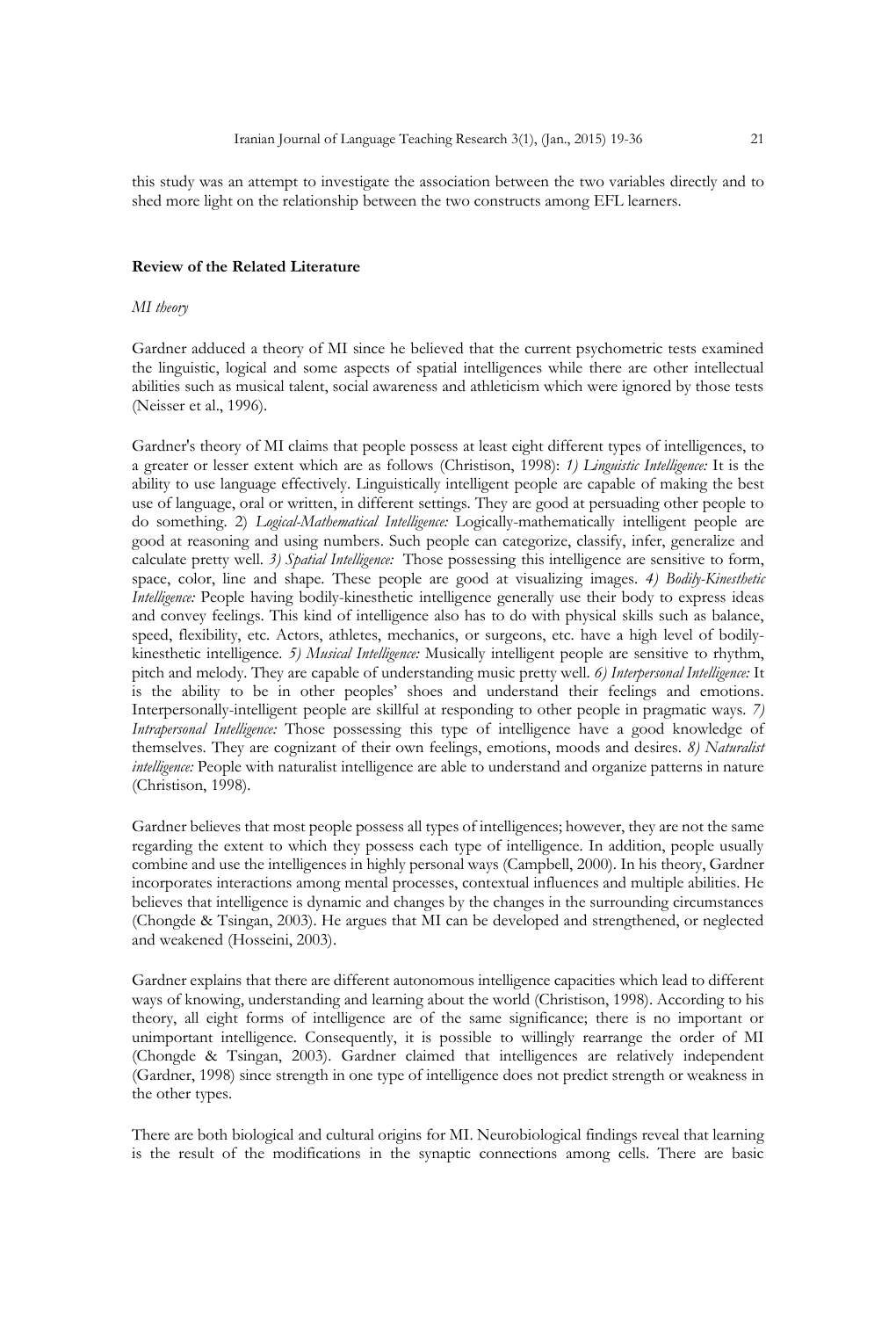this study was an attempt to investigate the association between the two variables directly and to shed more light on the relationship between the two constructs among EFL learners.

## Review of the Related Literature

### *MI theory*

Gardner adduced a theory of MI since he believed that the current psychometric tests examined the linguistic, logical and some aspects of spatial intelligences while there are other intellectual abilities such as musical talent, social awareness and athleticism which were ignored by those tests (Neisser et al., 1996).

Gardner's theory of MI claims that people possess at least eight different types of intelligences, to a greater or lesser extent which are as follows (Christison, 1998): *1) Linguistic Intelligence:* It is the ability to use language effectively. Linguistically intelligent people are capable of making the best use of language, oral or written, in different settings. They are good at persuading other people to do something. 2) *Logical-Mathematical Intelligence:* Logically-mathematically intelligent people are good at reasoning and using numbers. Such people can categorize, classify, infer, generalize and calculate pretty well. *3) Spatial Intelligence:* Those possessing this intelligence are sensitive to form, space, color, line and shape. These people are good at visualizing images. *4) Bodily-Kinesthetic Intelligence:* People having bodily-kinesthetic intelligence generally use their body to express ideas and convey feelings. This kind of intelligence also has to do with physical skills such as balance, speed, flexibility, etc. Actors, athletes, mechanics, or surgeons, etc. have a high level of bodily-kinesthetic intelligence. *5) Musical Intelligence:* Musically intelligent people are sensitive to rhythm, pitch and melody. They are capable of understanding music pretty well. *6) Interpersonal Intelligence:* It is the ability to be in other peoples' shoes and understand their feelings and emotions. Interpersonally-intelligent people are skillful at responding to other people in pragmatic ways. *7) Intrapersonal Intelligence:* Those possessing this type of intelligence have a good knowledge of themselves. They are cognizant of their own feelings, emotions, moods and desires. *8) Naturalist intelligence:* People with naturalist intelligence are able to understand and organize patterns in nature (Christison, 1998).

Gardner believes that most people possess all types of intelligences; however, they are not the same regarding the extent to which they possess each type of intelligence. In addition, people usually combine and use the intelligences in highly personal ways (Campbell, 2000). In his theory, Gardner incorporates interactions among mental processes, contextual influences and multiple abilities. He believes that intelligence is dynamic and changes by the changes in the surrounding circumstances (Chongde & Tsingan, 2003). He argues that MI can be developed and strengthened, or neglected and weakened (Hosseini, 2003).

Gardner explains that there are different autonomous intelligence capacities which lead to different ways of knowing, understanding and learning about the world (Christison, 1998). According to his theory, all eight forms of intelligence are of the same significance; there is no important or unimportant intelligence. Consequently, it is possible to willingly rearrange the order of MI (Chongde & Tsingan, 2003). Gardner claimed that intelligences are relatively independent (Gardner, 1998) since strength in one type of intelligence does not predict strength or weakness in the other types.

There are both biological and cultural origins for MI. Neurobiological findings reveal that learning is the result of the modifications in the synaptic connections among cells. There are basic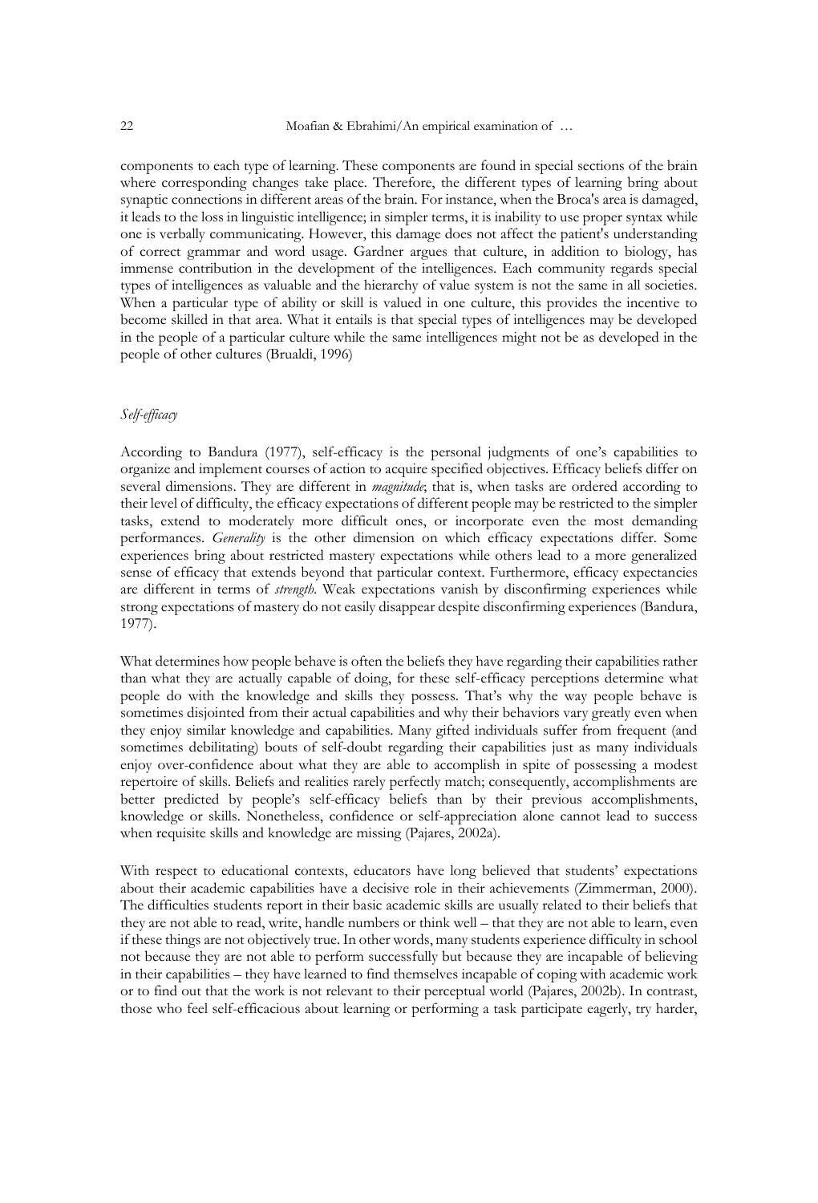components to each type of learning. These components are found in special sections of the brain where corresponding changes take place. Therefore, the different types of learning bring about synaptic connections in different areas of the brain. For instance, when the Broca's area is damaged, it leads to the loss in linguistic intelligence; in simpler terms, it is inability to use proper syntax while one is verbally communicating. However, this damage does not affect the patient's understanding of correct grammar and word usage. Gardner argues that culture, in addition to biology, has immense contribution in the development of the intelligences. Each community regards special types of intelligences as valuable and the hierarchy of value system is not the same in all societies. When a particular type of ability or skill is valued in one culture, this provides the incentive to become skilled in that area. What it entails is that special types of intelligences may be developed in the people of a particular culture while the same intelligences might not be as developed in the people of other cultures (Brualdi, 1996)

### *Self-efficacy*

According to Bandura (1977), self-efficacy is the personal judgments of one's capabilities to organize and implement courses of action to acquire specified objectives. Efficacy beliefs differ on several dimensions. They are different in *magnitude*; that is, when tasks are ordered according to their level of difficulty, the efficacy expectations of different people may be restricted to the simpler tasks, extend to moderately more difficult ones, or incorporate even the most demanding performances. *Generality* is the other dimension on which efficacy expectations differ. Some experiences bring about restricted mastery expectations while others lead to a more generalized sense of efficacy that extends beyond that particular context. Furthermore, efficacy expectancies are different in terms of *strength*. Weak expectations vanish by disconfirming experiences while strong expectations of mastery do not easily disappear despite disconfirming experiences (Bandura, 1977).

What determines how people behave is often the beliefs they have regarding their capabilities rather than what they are actually capable of doing, for these self-efficacy perceptions determine what people do with the knowledge and skills they possess. That's why the way people behave is sometimes disjointed from their actual capabilities and why their behaviors vary greatly even when they enjoy similar knowledge and capabilities. Many gifted individuals suffer from frequent (and sometimes debilitating) bouts of self-doubt regarding their capabilities just as many individuals enjoy over-confidence about what they are able to accomplish in spite of possessing a modest repertoire of skills. Beliefs and realities rarely perfectly match; consequently, accomplishments are better predicted by people's self-efficacy beliefs than by their previous accomplishments, knowledge or skills. Nonetheless, confidence or self-appreciation alone cannot lead to success when requisite skills and knowledge are missing (Pajares, 2002a).

With respect to educational contexts, educators have long believed that students' expectations about their academic capabilities have a decisive role in their achievements (Zimmerman, 2000). The difficulties students report in their basic academic skills are usually related to their beliefs that they are not able to read, write, handle numbers or think well – that they are not able to learn, even if these things are not objectively true. In other words, many students experience difficulty in school not because they are not able to perform successfully but because they are incapable of believing in their capabilities – they have learned to find themselves incapable of coping with academic work or to find out that the work is not relevant to their perceptual world (Pajares, 2002b). In contrast, those who feel self-efficacious about learning or performing a task participate eagerly, try harder,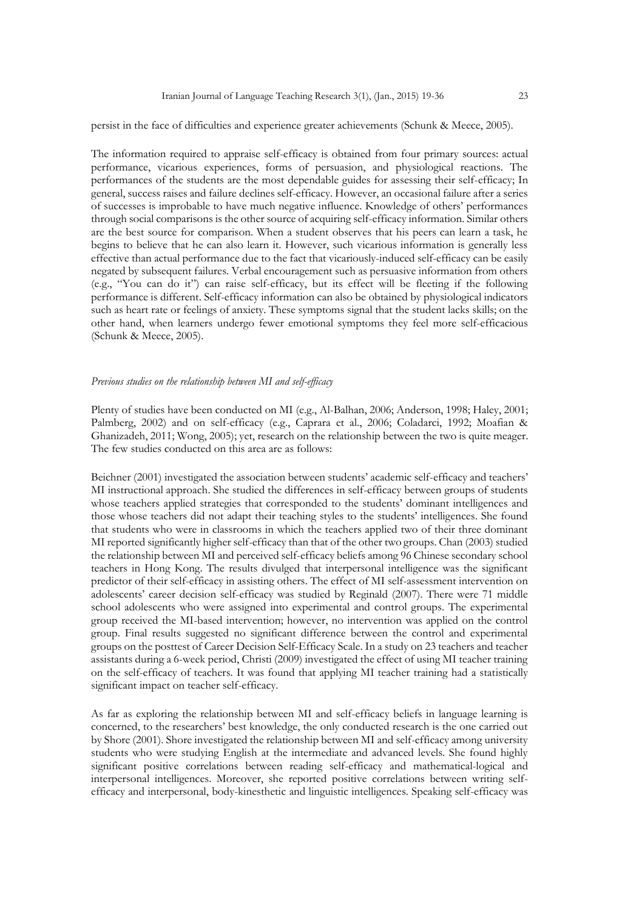persist in the face of difficulties and experience greater achievements (Schunk & Meece, 2005).

The information required to appraise self-efficacy is obtained from four primary sources: actual performance, vicarious experiences, forms of persuasion, and physiological reactions. The performances of the students are the most dependable guides for assessing their self-efficacy; In general, success raises and failure declines self-efficacy. However, an occasional failure after a series of successes is improbable to have much negative influence. Knowledge of others' performances through social comparisons is the other source of acquiring self-efficacy information. Similar others are the best source for comparison. When a student observes that his peers can learn a task, he begins to believe that he can also learn it. However, such vicarious information is generally less effective than actual performance due to the fact that vicariously-induced self-efficacy can be easily negated by subsequent failures. Verbal encouragement such as persuasive information from others (e.g., "You can do it") can raise self-efficacy, but its effect will be fleeting if the following performance is different. Self-efficacy information can also be obtained by physiological indicators such as heart rate or feelings of anxiety. These symptoms signal that the student lacks skills; on the other hand, when learners undergo fewer emotional symptoms they feel more self-efficacious (Schunk & Meece, 2005).

*Previous studies on the relationship between MI and self-efficacy*

Plenty of studies have been conducted on MI (e.g., Al-Balhan, 2006; Anderson, 1998; Haley, 2001; Palmberg, 2002) and on self-efficacy (e.g., Caprara et al., 2006; Coladarci, 1992; Moafian & Ghanizadeh, 2011; Wong, 2005); yet, research on the relationship between the two is quite meager. The few studies conducted on this area are as follows:

Beichner (2001) investigated the association between students' academic self-efficacy and teachers' MI instructional approach. She studied the differences in self-efficacy between groups of students whose teachers applied strategies that corresponded to the students' dominant intelligences and those whose teachers did not adapt their teaching styles to the students' intelligences. She found that students who were in classrooms in which the teachers applied two of their three dominant MI reported significantly higher self-efficacy than that of the other two groups. Chan (2003) studied the relationship between MI and perceived self-efficacy beliefs among 96 Chinese secondary school teachers in Hong Kong. The results divulged that interpersonal intelligence was the significant predictor of their self-efficacy in assisting others. The effect of MI self-assessment intervention on adolescents' career decision self-efficacy was studied by Reginald (2007). There were 71 middle school adolescents who were assigned into experimental and control groups. The experimental group received the MI-based intervention; however, no intervention was applied on the control group. Final results suggested no significant difference between the control and experimental groups on the posttest of Career Decision Self-Efficacy Scale. In a study on 23 teachers and teacher assistants during a 6-week period, Christi (2009) investigated the effect of using MI teacher training on the self-efficacy of teachers. It was found that applying MI teacher training had a statistically significant impact on teacher self-efficacy.

As far as exploring the relationship between MI and self-efficacy beliefs in language learning is concerned, to the researchers' best knowledge, the only conducted research is the one carried out by Shore (2001). Shore investigated the relationship between MI and self-efficacy among university students who were studying English at the intermediate and advanced levels. She found highly significant positive correlations between reading self-efficacy and mathematical-logical and interpersonal intelligences. Moreover, she reported positive correlations between writing self-efficacy and interpersonal, body-kinesthetic and linguistic intelligences. Speaking self-efficacy was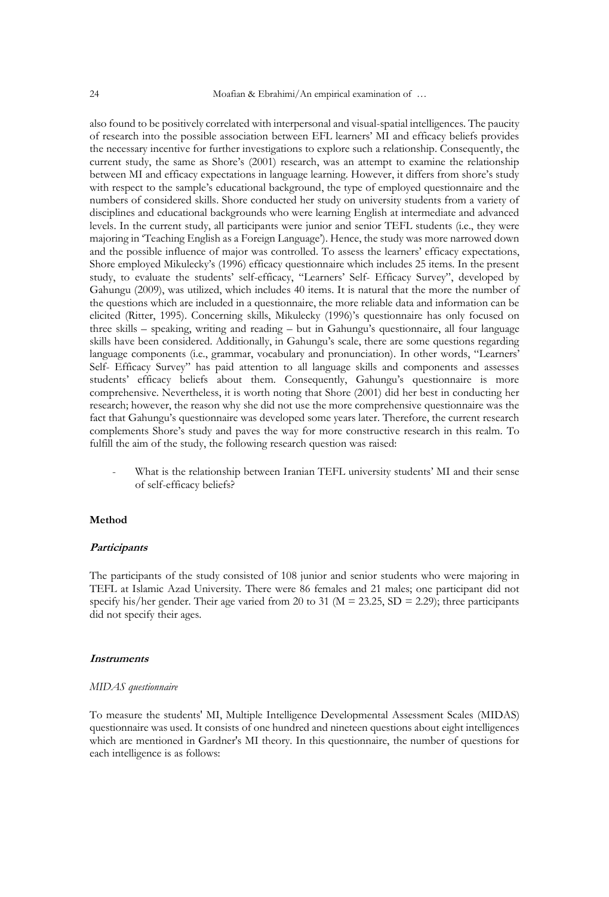also found to be positively correlated with interpersonal and visual-spatial intelligences. The paucity of research into the possible association between EFL learners' MI and efficacy beliefs provides the necessary incentive for further investigations to explore such a relationship. Consequently, the current study, the same as Shore's (2001) research, was an attempt to examine the relationship between MI and efficacy expectations in language learning. However, it differs from shore's study with respect to the sample's educational background, the type of employed questionnaire and the numbers of considered skills. Shore conducted her study on university students from a variety of disciplines and educational backgrounds who were learning English at intermediate and advanced levels. In the current study, all participants were junior and senior TEFL students (i.e., they were majoring in 'Teaching English as a Foreign Language'). Hence, the study was more narrowed down and the possible influence of major was controlled. To assess the learners' efficacy expectations, Shore employed Mikulecky's (1996) efficacy questionnaire which includes 25 items. In the present study, to evaluate the students' self-efficacy, "Learners' Self- Efficacy Survey", developed by Gahungu (2009), was utilized, which includes 40 items. It is natural that the more the number of the questions which are included in a questionnaire, the more reliable data and information can be elicited (Ritter, 1995). Concerning skills, Mikulecky (1996)'s questionnaire has only focused on three skills – speaking, writing and reading – but in Gahungu's questionnaire, all four language skills have been considered. Additionally, in Gahungu's scale, there are some questions regarding language components (i.e., grammar, vocabulary and pronunciation). In other words, "Learners' Self- Efficacy Survey" has paid attention to all language skills and components and assesses students' efficacy beliefs about them. Consequently, Gahungu's questionnaire is more comprehensive. Nevertheless, it is worth noting that Shore (2001) did her best in conducting her research; however, the reason why she did not use the more comprehensive questionnaire was the fact that Gahungu's questionnaire was developed some years later. Therefore, the current research complements Shore's study and paves the way for more constructive research in this realm. To fulfill the aim of the study, the following research question was raised:

- What is the relationship between Iranian TEFL university students' MI and their sense of self-efficacy beliefs?

## Method

### *Participants*

The participants of the study consisted of 108 junior and senior students who were majoring in TEFL at Islamic Azad University. There were 86 females and 21 males; one participant did not specify his/her gender. Their age varied from 20 to 31 ($M = 23.25$, $SD = 2.29$); three participants did not specify their ages.

### *Instruments*

#### *MIDAS questionnaire*

To measure the students' MI, Multiple Intelligence Developmental Assessment Scales (MIDAS) questionnaire was used. It consists of one hundred and nineteen questions about eight intelligences which are mentioned in Gardner's MI theory. In this questionnaire, the number of questions for each intelligence is as follows: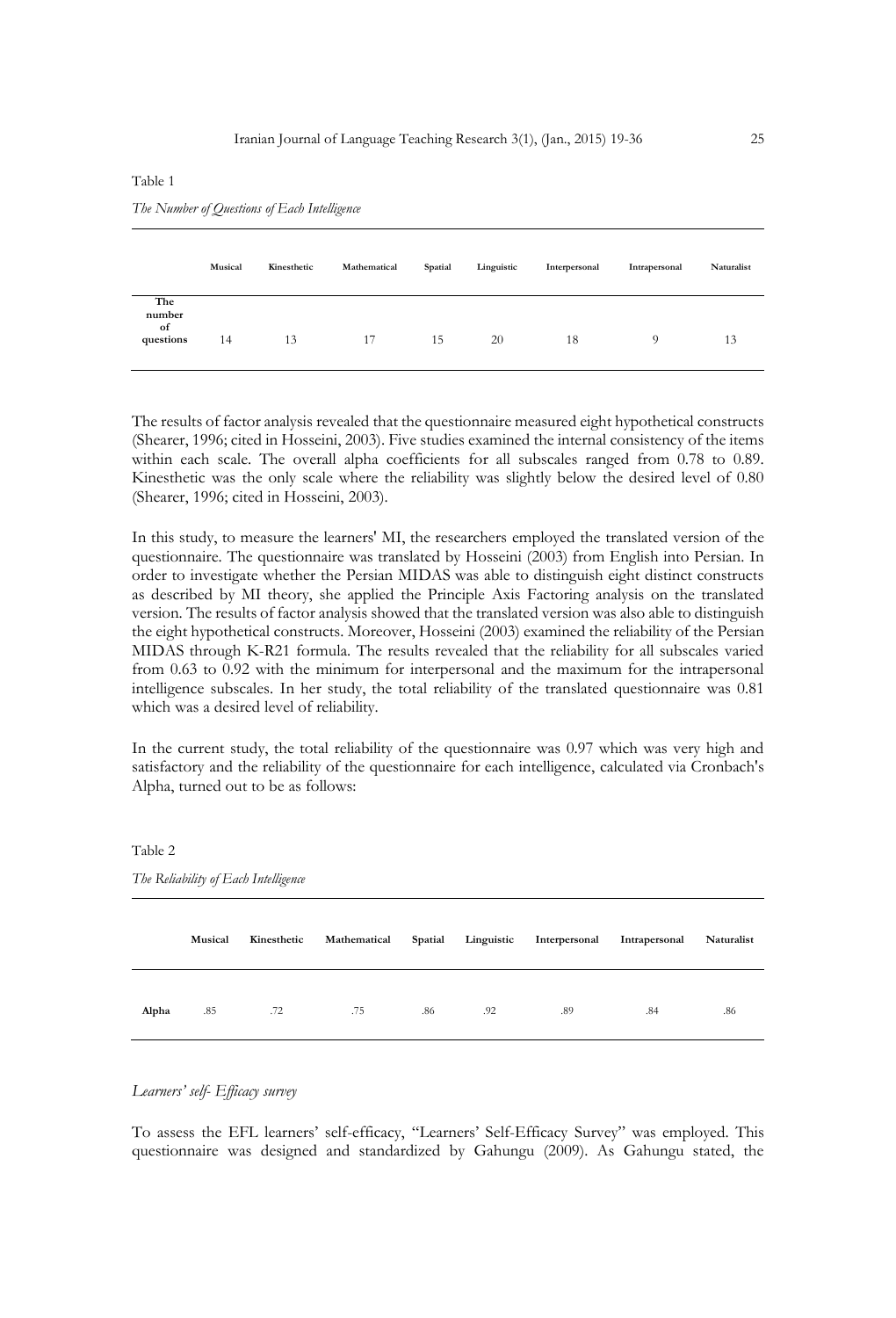Table 1

*The Number of Questions of Each Intelligence*

| | Musical | Kinesthetic | Mathematical | Spatial | Linguistic | Interpersonal | Intrapersonal | Naturalist |
|---|---|---|---|---|---|---|---|---|
| **The number of questions** | 14 | 13 | 17 | 15 | 20 | 18 | 9 | 13 |

The results of factor analysis revealed that the questionnaire measured eight hypothetical constructs (Shearer, 1996; cited in Hosseini, 2003). Five studies examined the internal consistency of the items within each scale. The overall alpha coefficients for all subscales ranged from 0.78 to 0.89. Kinesthetic was the only scale where the reliability was slightly below the desired level of 0.80 (Shearer, 1996; cited in Hosseini, 2003).

In this study, to measure the learners' MI, the researchers employed the translated version of the questionnaire. The questionnaire was translated by Hosseini (2003) from English into Persian. In order to investigate whether the Persian MIDAS was able to distinguish eight distinct constructs as described by MI theory, she applied the Principle Axis Factoring analysis on the translated version. The results of factor analysis showed that the translated version was also able to distinguish the eight hypothetical constructs. Moreover, Hosseini (2003) examined the reliability of the Persian MIDAS through K-R21 formula. The results revealed that the reliability for all subscales varied from 0.63 to 0.92 with the minimum for interpersonal and the maximum for the intrapersonal intelligence subscales. In her study, the total reliability of the translated questionnaire was 0.81 which was a desired level of reliability.

In the current study, the total reliability of the questionnaire was 0.97 which was very high and satisfactory and the reliability of the questionnaire for each intelligence, calculated via Cronbach's Alpha, turned out to be as follows:

Table 2

*The Reliability of Each Intelligence*

| | Musical | Kinesthetic | Mathematical | Spatial | Linguistic | Interpersonal | Intrapersonal | Naturalist |
|---|---|---|---|---|---|---|---|---|
| **Alpha** | .85 | .72 | .75 | .86 | .92 | .89 | .84 | .86 |

*Learners' self- Efficacy survey*

To assess the EFL learners' self-efficacy, "Learners' Self-Efficacy Survey" was employed. This questionnaire was designed and standardized by Gahungu (2009). As Gahungu stated, the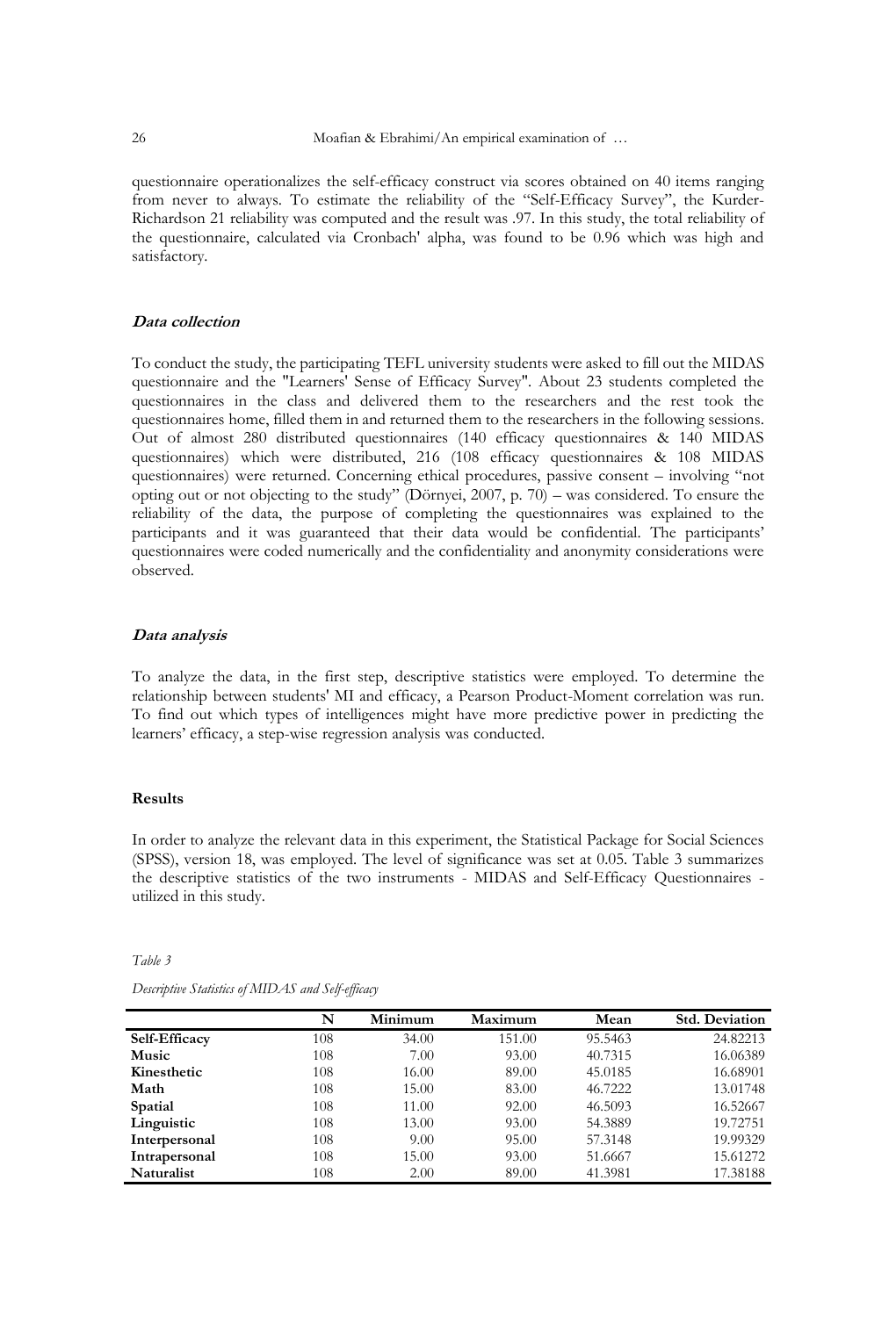questionnaire operationalizes the self-efficacy construct via scores obtained on 40 items ranging from never to always. To estimate the reliability of the "Self-Efficacy Survey", the Kurder-Richardson 21 reliability was computed and the result was .97. In this study, the total reliability of the questionnaire, calculated via Cronbach' alpha, was found to be 0.96 which was high and satisfactory.

### *Data collection*

To conduct the study, the participating TEFL university students were asked to fill out the MIDAS questionnaire and the "Learners' Sense of Efficacy Survey". About 23 students completed the questionnaires in the class and delivered them to the researchers and the rest took the questionnaires home, filled them in and returned them to the researchers in the following sessions. Out of almost 280 distributed questionnaires (140 efficacy questionnaires & 140 MIDAS questionnaires) which were distributed, 216 (108 efficacy questionnaires & 108 MIDAS questionnaires) were returned. Concerning ethical procedures, passive consent – involving "not opting out or not objecting to the study" (Dörnyei, 2007, p. 70) – was considered. To ensure the reliability of the data, the purpose of completing the questionnaires was explained to the participants and it was guaranteed that their data would be confidential. The participants' questionnaires were coded numerically and the confidentiality and anonymity considerations were observed.

### *Data analysis*

To analyze the data, in the first step, descriptive statistics were employed. To determine the relationship between students' MI and efficacy, a Pearson Product-Moment correlation was run. To find out which types of intelligences might have more predictive power in predicting the learners' efficacy, a step-wise regression analysis was conducted.

## Results

In order to analyze the relevant data in this experiment, the Statistical Package for Social Sciences (SPSS), version 18, was employed. The level of significance was set at 0.05. Table 3 summarizes the descriptive statistics of the two instruments - MIDAS and Self-Efficacy Questionnaires - utilized in this study.

*Table 3*

*Descriptive Statistics of MIDAS and Self-efficacy*

| | N | Minimum | Maximum | Mean | Std. Deviation |
|---|---|---|---|---|---|
| **Self-Efficacy** | 108 | 34.00 | 151.00 | 95.5463 | 24.82213 |
| **Music** | 108 | 7.00 | 93.00 | 40.7315 | 16.06389 |
| **Kinesthetic** | 108 | 16.00 | 89.00 | 45.0185 | 16.68901 |
| **Math** | 108 | 15.00 | 83.00 | 46.7222 | 13.01748 |
| **Spatial** | 108 | 11.00 | 92.00 | 46.5093 | 16.52667 |
| **Linguistic** | 108 | 13.00 | 93.00 | 54.3889 | 19.72751 |
| **Interpersonal** | 108 | 9.00 | 95.00 | 57.3148 | 19.99329 |
| **Intrapersonal** | 108 | 15.00 | 93.00 | 51.6667 | 15.61272 |
| **Naturalist** | 108 | 2.00 | 89.00 | 41.3981 | 17.38188 |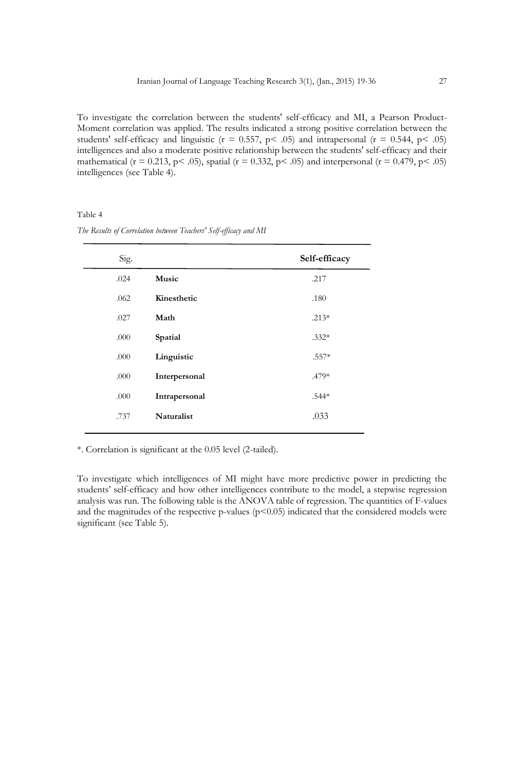To investigate the correlation between the students' self-efficacy and MI, a Pearson Product-Moment correlation was applied. The results indicated a strong positive correlation between the students' self-efficacy and linguistic ($r = 0.557$, $p < .05$) and intrapersonal ($r = 0.544$, $p < .05$) intelligences and also a moderate positive relationship between the students' self-efficacy and their mathematical ($r = 0.213$, $p < .05$), spatial ($r = 0.332$, $p < .05$) and interpersonal ($r = 0.479$, $p < .05$) intelligences (see Table 4).

Table 4

*The Results of Correlation between Teachers' Self-efficacy and MI*

| Sig. | | **Self-efficacy** |
|---|---|---|
| .024 | **Music** | .217 |
| .062 | **Kinesthetic** | .180 |
| .027 | **Math** | .213* |
| .000 | **Spatial** | .332* |
| .000 | **Linguistic** | .557* |
| .000 | **Interpersonal** | .479* |
| .000 | **Intrapersonal** | .544* |
| .737 | **Naturalist** | .033 |

*. Correlation is significant at the 0.05 level (2-tailed).

To investigate which intelligences of MI might have more predictive power in predicting the students' self-efficacy and how other intelligences contribute to the model, a stepwise regression analysis was run. The following table is the ANOVA table of regression. The quantities of F-values and the magnitudes of the respective p-values ($p<0.05$) indicated that the considered models were significant (see Table 5).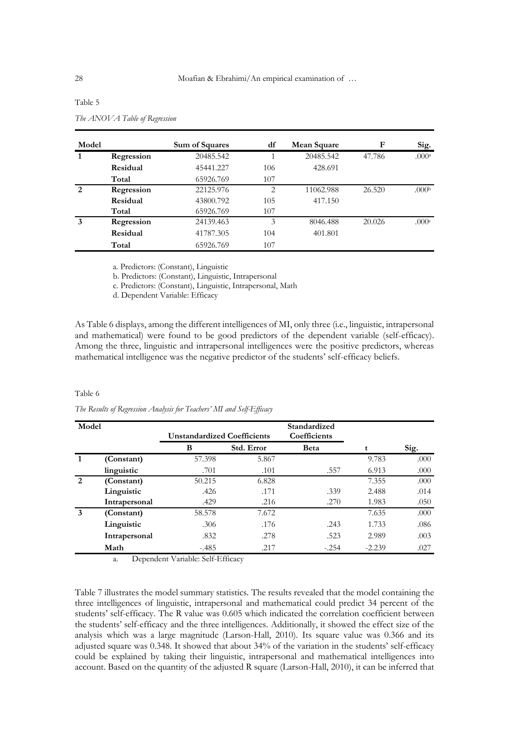Table 5

*The ANOVA Table of Regression*

| Model | | Sum of Squares | df | Mean Square | F | Sig. |
|---|---|---|---|---|---|---|
| **1** | **Regression** | 20485.542 | 1 | 20485.542 | 47.786 | .000[a] |
| | **Residual** | 45441.227 | 106 | 428.691 | | |
| | **Total** | 65926.769 | 107 | | | |
| **2** | **Regression** | 22125.976 | 2 | 11062.988 | 26.520 | .000[b] |
| | **Residual** | 43800.792 | 105 | 417.150 | | |
| | **Total** | 65926.769 | 107 | | | |
| **3** | **Regression** | 24139.463 | 3 | 8046.488 | 20.026 | .000[c] |
| | **Residual** | 41787.305 | 104 | 401.801 | | |
| | **Total** | 65926.769 | 107 | | | |

a. Predictors: (Constant), Linguistic

b. Predictors: (Constant), Linguistic, Intrapersonal

c. Predictors: (Constant), Linguistic, Intrapersonal, Math

d. Dependent Variable: Efficacy

As Table 6 displays, among the different intelligences of MI, only three (i.e., linguistic, intrapersonal and mathematical) were found to be good predictors of the dependent variable (self-efficacy). Among the three, linguistic and intrapersonal intelligences were the positive predictors, whereas mathematical intelligence was the negative predictor of the students' self-efficacy beliefs.

Table 6

*The Results of Regression Analysis for Teachers' MI and Self-Efficacy*

| Model | | Unstandardized Coefficients | | Standardized Coefficients | | |
|---|---|---|---|---|---|---|
| | | B | Std. Error | Beta | t | Sig. |
| **1** | **(Constant)** | 57.398 | 5.867 | | 9.783 | .000 |
| | **linguistic** | .701 | .101 | .557 | 6.913 | .000 |
| **2** | **(Constant)** | 50.215 | 6.828 | | 7.355 | .000 |
| | **Linguistic** | .426 | .171 | .339 | 2.488 | .014 |
| | **Intrapersonal** | .429 | .216 | .270 | 1.983 | .050 |
| **3** | **(Constant)** | 58.578 | 7.672 | | 7.635 | .000 |
| | **Linguistic** | .306 | .176 | .243 | 1.733 | .086 |
| | **Intrapersonal** | .832 | .278 | .523 | 2.989 | .003 |
| | **Math** | -.485 | .217 | -.254 | -2.239 | .027 |

a. Dependent Variable: Self-Efficacy

Table 7 illustrates the model summary statistics. The results revealed that the model containing the three intelligences of linguistic, intrapersonal and mathematical could predict 34 percent of the students' self-efficacy. The R value was 0.605 which indicated the correlation coefficient between the students' self-efficacy and the three intelligences. Additionally, it showed the effect size of the analysis which was a large magnitude (Larson-Hall, 2010). Its square value was 0.366 and its adjusted square was 0.348. It showed that about 34% of the variation in the students' self-efficacy could be explained by taking their linguistic, intrapersonal and mathematical intelligences into account. Based on the quantity of the adjusted R square (Larson-Hall, 2010), it can be inferred that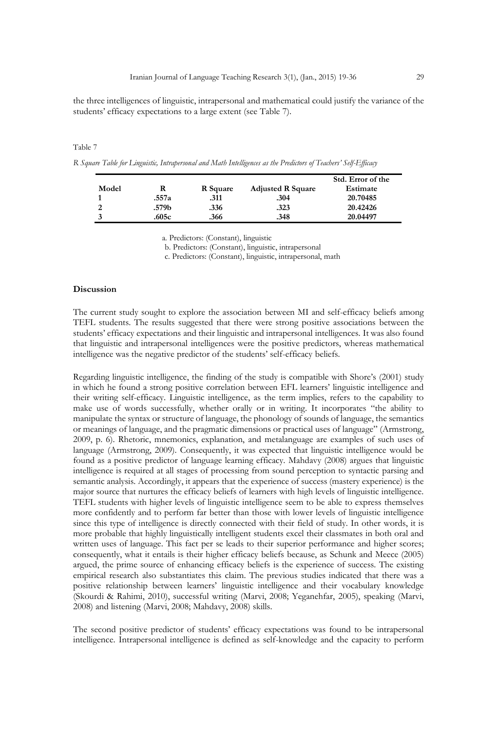the three intelligences of linguistic, intrapersonal and mathematical could justify the variance of the students' efficacy expectations to a large extent (see Table 7).

Table 7

*R Square Table for Linguistic, Intrapersonal and Math Intelligences as the Predictors of Teachers' Self-Efficacy*

| Model | R | R Square | Adjusted R Square | Std. Error of the Estimate |
|---|---|---|---|---|
| 1 | .557a | .311 | .304 | 20.70485 |
| 2 | .579b | .336 | .323 | 20.42426 |
| 3 | .605c | .366 | .348 | 20.04497 |

a. Predictors: (Constant), linguistic

b. Predictors: (Constant), linguistic, intrapersonal

c. Predictors: (Constant), linguistic, intrapersonal, math

## Discussion

The current study sought to explore the association between MI and self-efficacy beliefs among TEFL students. The results suggested that there were strong positive associations between the students' efficacy expectations and their linguistic and intrapersonal intelligences. It was also found that linguistic and intrapersonal intelligences were the positive predictors, whereas mathematical intelligence was the negative predictor of the students' self-efficacy beliefs.

Regarding linguistic intelligence, the finding of the study is compatible with Shore's (2001) study in which he found a strong positive correlation between EFL learners' linguistic intelligence and their writing self-efficacy. Linguistic intelligence, as the term implies, refers to the capability to make use of words successfully, whether orally or in writing. It incorporates "the ability to manipulate the syntax or structure of language, the phonology of sounds of language, the semantics or meanings of language, and the pragmatic dimensions or practical uses of language" (Armstrong, 2009, p. 6). Rhetoric, mnemonics, explanation, and metalanguage are examples of such uses of language (Armstrong, 2009). Consequently, it was expected that linguistic intelligence would be found as a positive predictor of language learning efficacy. Mahdavy (2008) argues that linguistic intelligence is required at all stages of processing from sound perception to syntactic parsing and semantic analysis. Accordingly, it appears that the experience of success (mastery experience) is the major source that nurtures the efficacy beliefs of learners with high levels of linguistic intelligence. TEFL students with higher levels of linguistic intelligence seem to be able to express themselves more confidently and to perform far better than those with lower levels of linguistic intelligence since this type of intelligence is directly connected with their field of study. In other words, it is more probable that highly linguistically intelligent students excel their classmates in both oral and written uses of language. This fact per se leads to their superior performance and higher scores; consequently, what it entails is their higher efficacy beliefs because, as Schunk and Meece (2005) argued, the prime source of enhancing efficacy beliefs is the experience of success. The existing empirical research also substantiates this claim. The previous studies indicated that there was a positive relationship between learners' linguistic intelligence and their vocabulary knowledge (Skourdi & Rahimi, 2010), successful writing (Marvi, 2008; Yeganehfar, 2005), speaking (Marvi, 2008) and listening (Marvi, 2008; Mahdavy, 2008) skills.

The second positive predictor of students' efficacy expectations was found to be intrapersonal intelligence. Intrapersonal intelligence is defined as self-knowledge and the capacity to perform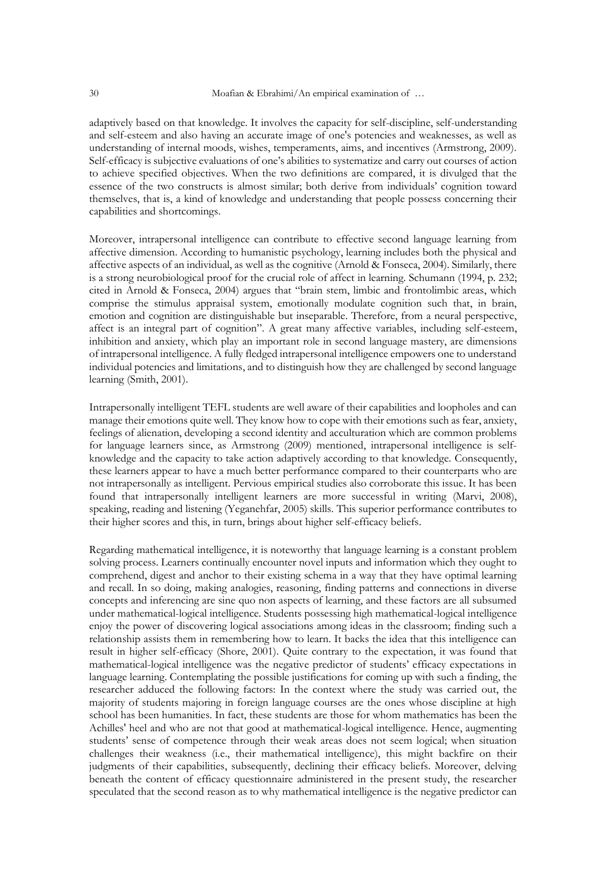adaptively based on that knowledge. It involves the capacity for self-discipline, self-understanding and self-esteem and also having an accurate image of one's potencies and weaknesses, as well as understanding of internal moods, wishes, temperaments, aims, and incentives (Armstrong, 2009). Self-efficacy is subjective evaluations of one's abilities to systematize and carry out courses of action to achieve specified objectives. When the two definitions are compared, it is divulged that the essence of the two constructs is almost similar; both derive from individuals' cognition toward themselves, that is, a kind of knowledge and understanding that people possess concerning their capabilities and shortcomings.

Moreover, intrapersonal intelligence can contribute to effective second language learning from affective dimension. According to humanistic psychology, learning includes both the physical and affective aspects of an individual, as well as the cognitive (Arnold & Fonseca, 2004). Similarly, there is a strong neurobiological proof for the crucial role of affect in learning. Schumann (1994, p. 232; cited in Arnold & Fonseca, 2004) argues that "brain stem, limbic and frontolimbic areas, which comprise the stimulus appraisal system, emotionally modulate cognition such that, in brain, emotion and cognition are distinguishable but inseparable. Therefore, from a neural perspective, affect is an integral part of cognition". A great many affective variables, including self-esteem, inhibition and anxiety, which play an important role in second language mastery, are dimensions of intrapersonal intelligence. A fully fledged intrapersonal intelligence empowers one to understand individual potencies and limitations, and to distinguish how they are challenged by second language learning (Smith, 2001).

Intrapersonally intelligent TEFL students are well aware of their capabilities and loopholes and can manage their emotions quite well. They know how to cope with their emotions such as fear, anxiety, feelings of alienation, developing a second identity and acculturation which are common problems for language learners since, as Armstrong (2009) mentioned, intrapersonal intelligence is self-knowledge and the capacity to take action adaptively according to that knowledge. Consequently, these learners appear to have a much better performance compared to their counterparts who are not intrapersonally as intelligent. Pervious empirical studies also corroborate this issue. It has been found that intrapersonally intelligent learners are more successful in writing (Marvi, 2008), speaking, reading and listening (Yeganehfar, 2005) skills. This superior performance contributes to their higher scores and this, in turn, brings about higher self-efficacy beliefs.

Regarding mathematical intelligence, it is noteworthy that language learning is a constant problem solving process. Learners continually encounter novel inputs and information which they ought to comprehend, digest and anchor to their existing schema in a way that they have optimal learning and recall. In so doing, making analogies, reasoning, finding patterns and connections in diverse concepts and inferencing are sine quo non aspects of learning, and these factors are all subsumed under mathematical-logical intelligence. Students possessing high mathematical-logical intelligence enjoy the power of discovering logical associations among ideas in the classroom; finding such a relationship assists them in remembering how to learn. It backs the idea that this intelligence can result in higher self-efficacy (Shore, 2001). Quite contrary to the expectation, it was found that mathematical-logical intelligence was the negative predictor of students' efficacy expectations in language learning. Contemplating the possible justifications for coming up with such a finding, the researcher adduced the following factors: In the context where the study was carried out, the majority of students majoring in foreign language courses are the ones whose discipline at high school has been humanities. In fact, these students are those for whom mathematics has been the Achilles' heel and who are not that good at mathematical-logical intelligence. Hence, augmenting students' sense of competence through their weak areas does not seem logical; when situation challenges their weakness (i.e., their mathematical intelligence), this might backfire on their judgments of their capabilities, subsequently, declining their efficacy beliefs. Moreover, delving beneath the content of efficacy questionnaire administered in the present study, the researcher speculated that the second reason as to why mathematical intelligence is the negative predictor can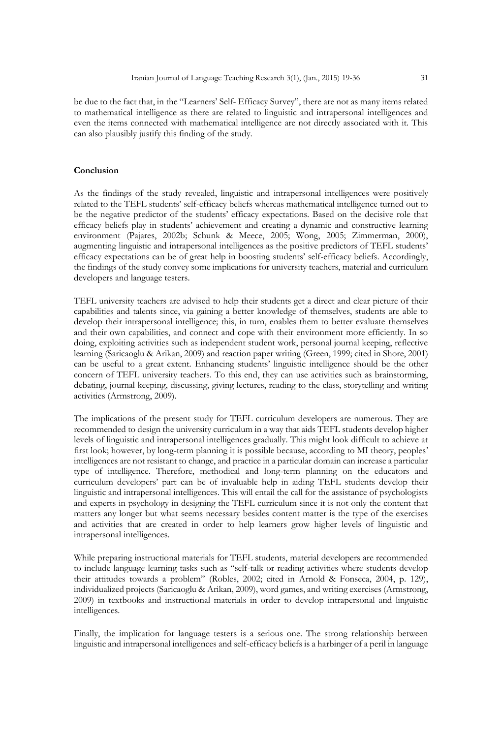be due to the fact that, in the "Learners' Self- Efficacy Survey", there are not as many items related to mathematical intelligence as there are related to linguistic and intrapersonal intelligences and even the items connected with mathematical intelligence are not directly associated with it. This can also plausibly justify this finding of the study.

## Conclusion

As the findings of the study revealed, linguistic and intrapersonal intelligences were positively related to the TEFL students' self-efficacy beliefs whereas mathematical intelligence turned out to be the negative predictor of the students' efficacy expectations. Based on the decisive role that efficacy beliefs play in students' achievement and creating a dynamic and constructive learning environment (Pajares, 2002b; Schunk & Meece, 2005; Wong, 2005; Zimmerman, 2000), augmenting linguistic and intrapersonal intelligences as the positive predictors of TEFL students' efficacy expectations can be of great help in boosting students' self-efficacy beliefs. Accordingly, the findings of the study convey some implications for university teachers, material and curriculum developers and language testers.

TEFL university teachers are advised to help their students get a direct and clear picture of their capabilities and talents since, via gaining a better knowledge of themselves, students are able to develop their intrapersonal intelligence; this, in turn, enables them to better evaluate themselves and their own capabilities, and connect and cope with their environment more efficiently. In so doing, exploiting activities such as independent student work, personal journal keeping, reflective learning (Saricaoglu & Arikan, 2009) and reaction paper writing (Green, 1999; cited in Shore, 2001) can be useful to a great extent. Enhancing students' linguistic intelligence should be the other concern of TEFL university teachers. To this end, they can use activities such as brainstorming, debating, journal keeping, discussing, giving lectures, reading to the class, storytelling and writing activities (Armstrong, 2009).

The implications of the present study for TEFL curriculum developers are numerous. They are recommended to design the university curriculum in a way that aids TEFL students develop higher levels of linguistic and intrapersonal intelligences gradually. This might look difficult to achieve at first look; however, by long-term planning it is possible because, according to MI theory, peoples' intelligences are not resistant to change, and practice in a particular domain can increase a particular type of intelligence. Therefore, methodical and long-term planning on the educators and curriculum developers' part can be of invaluable help in aiding TEFL students develop their linguistic and intrapersonal intelligences. This will entail the call for the assistance of psychologists and experts in psychology in designing the TEFL curriculum since it is not only the content that matters any longer but what seems necessary besides content matter is the type of the exercises and activities that are created in order to help learners grow higher levels of linguistic and intrapersonal intelligences.

While preparing instructional materials for TEFL students, material developers are recommended to include language learning tasks such as "self-talk or reading activities where students develop their attitudes towards a problem" (Robles, 2002; cited in Arnold & Fonseca, 2004, p. 129), individualized projects (Saricaoglu & Arikan, 2009), word games, and writing exercises (Armstrong, 2009) in textbooks and instructional materials in order to develop intrapersonal and linguistic intelligences.

Finally, the implication for language testers is a serious one. The strong relationship between linguistic and intrapersonal intelligences and self-efficacy beliefs is a harbinger of a peril in language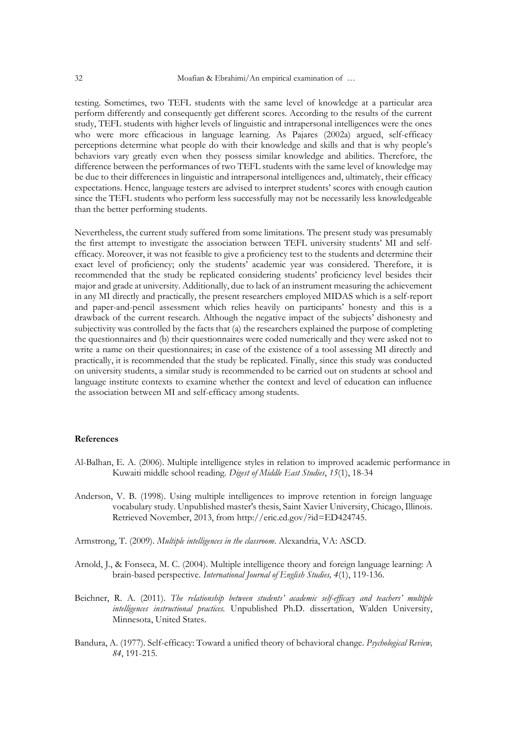testing. Sometimes, two TEFL students with the same level of knowledge at a particular area perform differently and consequently get different scores. According to the results of the current study, TEFL students with higher levels of linguistic and intrapersonal intelligences were the ones who were more efficacious in language learning. As Pajares (2002a) argued, self-efficacy perceptions determine what people do with their knowledge and skills and that is why people's behaviors vary greatly even when they possess similar knowledge and abilities. Therefore, the difference between the performances of two TEFL students with the same level of knowledge may be due to their differences in linguistic and intrapersonal intelligences and, ultimately, their efficacy expectations. Hence, language testers are advised to interpret students' scores with enough caution since the TEFL students who perform less successfully may not be necessarily less knowledgeable than the better performing students.

Nevertheless, the current study suffered from some limitations. The present study was presumably the first attempt to investigate the association between TEFL university students' MI and self-efficacy. Moreover, it was not feasible to give a proficiency test to the students and determine their exact level of proficiency; only the students' academic year was considered. Therefore, it is recommended that the study be replicated considering students' proficiency level besides their major and grade at university. Additionally, due to lack of an instrument measuring the achievement in any MI directly and practically, the present researchers employed MIDAS which is a self-report and paper-and-pencil assessment which relies heavily on participants' honesty and this is a drawback of the current research. Although the negative impact of the subjects' dishonesty and subjectivity was controlled by the facts that (a) the researchers explained the purpose of completing the questionnaires and (b) their questionnaires were coded numerically and they were asked not to write a name on their questionnaires; in case of the existence of a tool assessing MI directly and practically, it is recommended that the study be replicated. Finally, since this study was conducted on university students, a similar study is recommended to be carried out on students at school and language institute contexts to examine whether the context and level of education can influence the association between MI and self-efficacy among students.

## References

Al-Balhan, E. A. (2006). Multiple intelligence styles in relation to improved academic performance in Kuwaiti middle school reading. *Digest of Middle East Studies*, *15*(1), 18-34

Anderson, V. B. (1998). Using multiple intelligences to improve retention in foreign language vocabulary study. Unpublished master's thesis, Saint Xavier University, Chicago, Illinois. Retrieved November, 2013, from http://eric.ed.gov/?id=ED424745.

Armstrong, T. (2009). *Multiple intelligences in the classroom*. Alexandria, VA: ASCD.

Arnold, J., & Fonseca, M. C. (2004). Multiple intelligence theory and foreign language learning: A brain-based perspective. *International Journal of English Studies, 4*(1), 119-136.

Beichner, R. A. (2011). *The relationship between students' academic self-efficacy and teachers' multiple intelligences instructional practices.* Unpublished Ph.D. dissertation, Walden University, Minnesota, United States.

Bandura, A. (1977). Self-efficacy: Toward a unified theory of behavioral change. *Psychological Review, 84*, 191-215.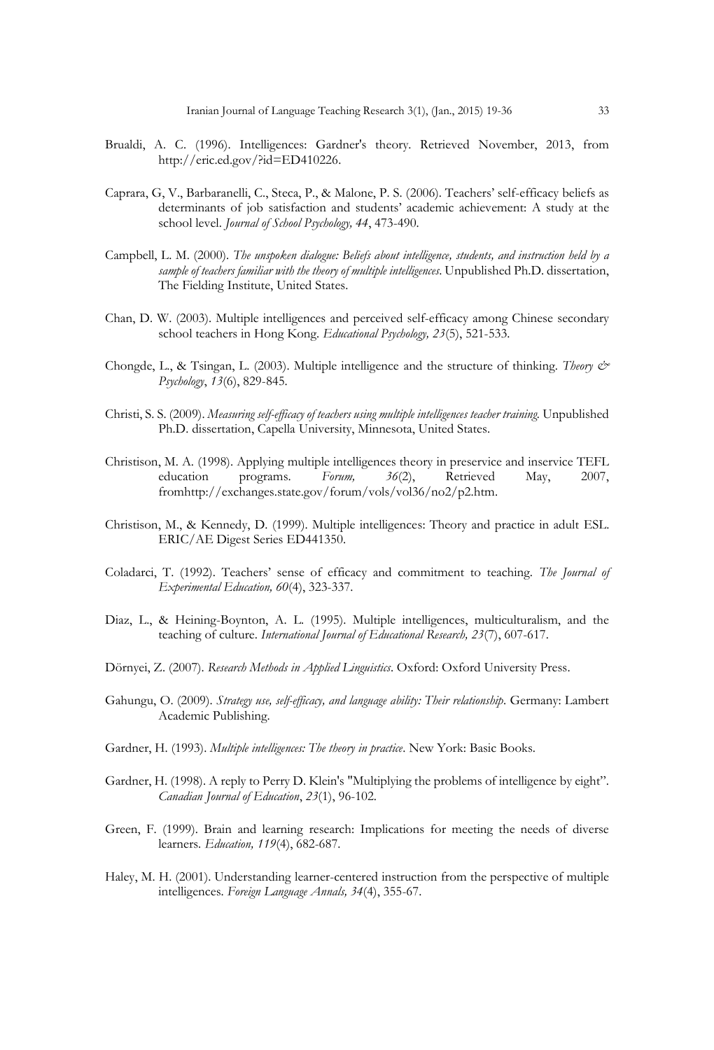Brualdi, A. C. (1996). Intelligences: Gardner's theory. Retrieved November, 2013, from http://eric.ed.gov/?id=ED410226.

Caprara, G, V., Barbaranelli, C., Steca, P., & Malone, P. S. (2006). Teachers' self-efficacy beliefs as determinants of job satisfaction and students' academic achievement: A study at the school level. *Journal of School Psychology, 44*, 473-490.

Campbell, L. M. (2000). *The unspoken dialogue: Beliefs about intelligence, students, and instruction held by a sample of teachers familiar with the theory of multiple intelligences*. Unpublished Ph.D. dissertation, The Fielding Institute, United States.

Chan, D. W. (2003). Multiple intelligences and perceived self-efficacy among Chinese secondary school teachers in Hong Kong. *Educational Psychology, 23*(5), 521-533.

Chongde, L., & Tsingan, L. (2003). Multiple intelligence and the structure of thinking. *Theory & Psychology*, *13*(6), 829-845.

Christi, S. S. (2009). *Measuring self-efficacy of teachers using multiple intelligences teacher training.* Unpublished Ph.D. dissertation, Capella University, Minnesota, United States.

Christison, M. A. (1998). Applying multiple intelligences theory in preservice and inservice TEFL education programs. *Forum, 36*(2), Retrieved May, 2007, fromhttp://exchanges.state.gov/forum/vols/vol36/no2/p2.htm.

Christison, M., & Kennedy, D. (1999). Multiple intelligences: Theory and practice in adult ESL. ERIC/AE Digest Series ED441350.

Coladarci, T. (1992). Teachers' sense of efficacy and commitment to teaching. *The Journal of Experimental Education, 60*(4), 323-337.

Diaz, L., & Heining-Boynton, A. L. (1995). Multiple intelligences, multiculturalism, and the teaching of culture. *International Journal of Educational Research, 23*(7), 607-617.

Dörnyei, Z. (2007). *Research Methods in Applied Linguistics*. Oxford: Oxford University Press.

Gahungu, O. (2009). *Strategy use, self-efficacy, and language ability: Their relationship*. Germany: Lambert Academic Publishing.

Gardner, H. (1993). *Multiple intelligences: The theory in practice*. New York: Basic Books.

Gardner, H. (1998). A reply to Perry D. Klein's "Multiplying the problems of intelligence by eight". *Canadian Journal of Education*, *23*(1), 96-102.

Green, F. (1999). Brain and learning research: Implications for meeting the needs of diverse learners. *Education, 119*(4), 682-687.

Haley, M. H. (2001). Understanding learner-centered instruction from the perspective of multiple intelligences. *Foreign Language Annals, 34*(4), 355-67.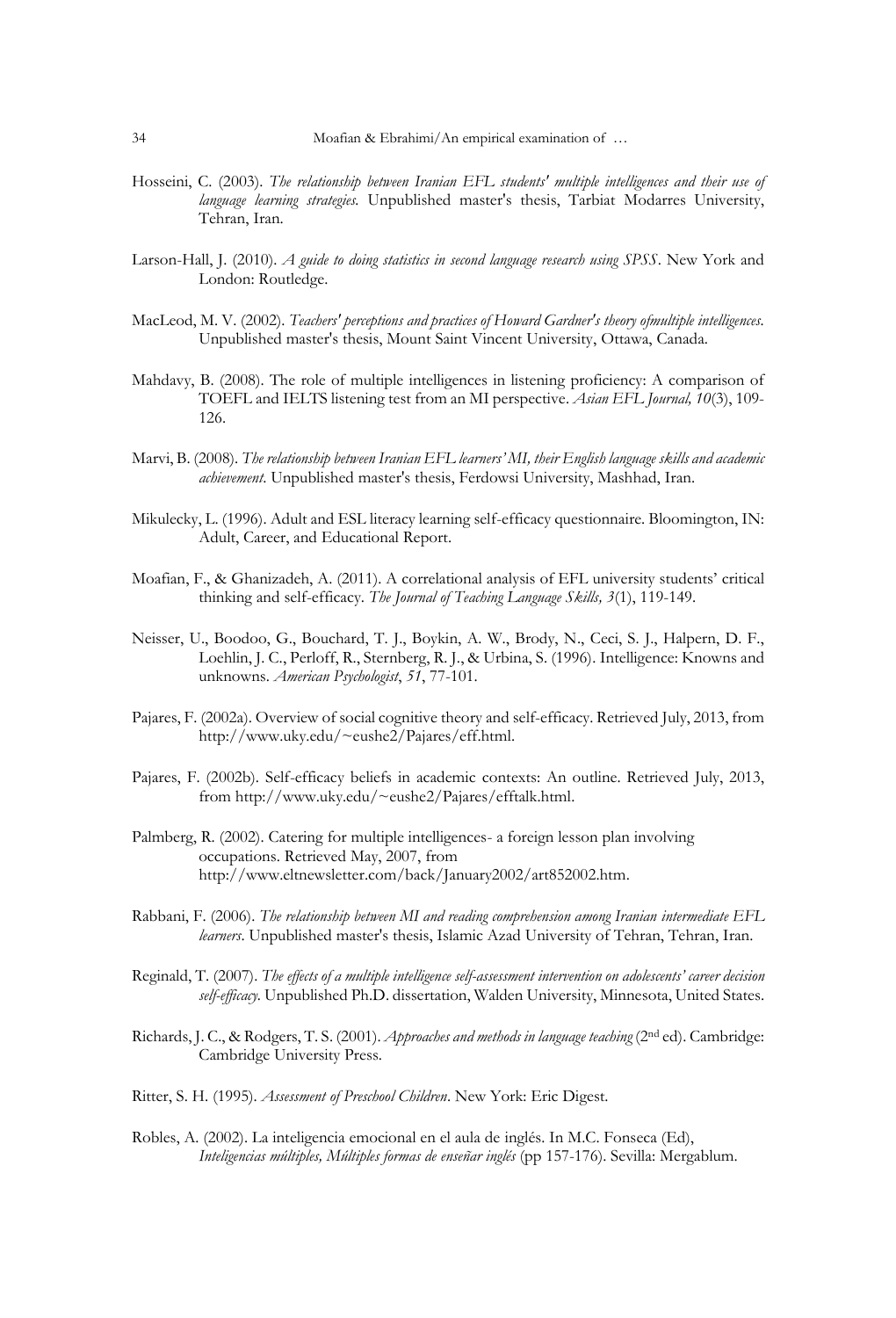Hosseini, C. (2003). *The relationship between Iranian EFL students' multiple intelligences and their use of language learning strategies.* Unpublished master's thesis, Tarbiat Modarres University, Tehran, Iran.

Larson-Hall, J. (2010). *A guide to doing statistics in second language research using SPSS*. New York and London: Routledge.

MacLeod, M. V. (2002). *Teachers' perceptions and practices of Howard Gardner's theory ofmultiple intelligences.* Unpublished master's thesis, Mount Saint Vincent University, Ottawa, Canada.

Mahdavy, B. (2008). The role of multiple intelligences in listening proficiency: A comparison of TOEFL and IELTS listening test from an MI perspective. *Asian EFL Journal, 10*(3), 109-126.

Marvi, B. (2008). *The relationship between Iranian EFL learners' MI, their English language skills and academic achievement*. Unpublished master's thesis, Ferdowsi University, Mashhad, Iran.

Mikulecky, L. (1996). Adult and ESL literacy learning self-efficacy questionnaire. Bloomington, IN: Adult, Career, and Educational Report.

Moafian, F., & Ghanizadeh, A. (2011). A correlational analysis of EFL university students' critical thinking and self-efficacy. *The Journal of Teaching Language Skills, 3*(1), 119-149.

Neisser, U., Boodoo, G., Bouchard, T. J., Boykin, A. W., Brody, N., Ceci, S. J., Halpern, D. F., Loehlin, J. C., Perloff, R., Sternberg, R. J., & Urbina, S. (1996). Intelligence: Knowns and unknowns. *American Psychologist*, *51*, 77-101.

Pajares, F. (2002a). Overview of social cognitive theory and self-efficacy. Retrieved July, 2013, from http://www.uky.edu/~eushe2/Pajares/eff.html.

Pajares, F. (2002b). Self-efficacy beliefs in academic contexts: An outline. Retrieved July, 2013, from http://www.uky.edu/~eushe2/Pajares/efftalk.html.

Palmberg, R. (2002). Catering for multiple intelligences- a foreign lesson plan involving occupations. Retrieved May, 2007, from http://www.eltnewsletter.com/back/January2002/art852002.htm.

Rabbani, F. (2006). *The relationship between MI and reading comprehension among Iranian intermediate EFL learners*. Unpublished master's thesis, Islamic Azad University of Tehran, Tehran, Iran.

Reginald, T. (2007). *The effects of a multiple intelligence self-assessment intervention on adolescents' career decision self-efficacy.* Unpublished Ph.D. dissertation, Walden University, Minnesota, United States.

Richards, J. C., & Rodgers, T. S. (2001). *Approaches and methods in language teaching* (2nd ed). Cambridge: Cambridge University Press.

Ritter, S. H. (1995). *Assessment of Preschool Children*. New York: Eric Digest.

Robles, A. (2002). La inteligencia emocional en el aula de inglés. In M.C. Fonseca (Ed), *Inteligencias múltiples, Múltiples formas de enseñar inglés* (pp 157-176). Sevilla: Mergablum.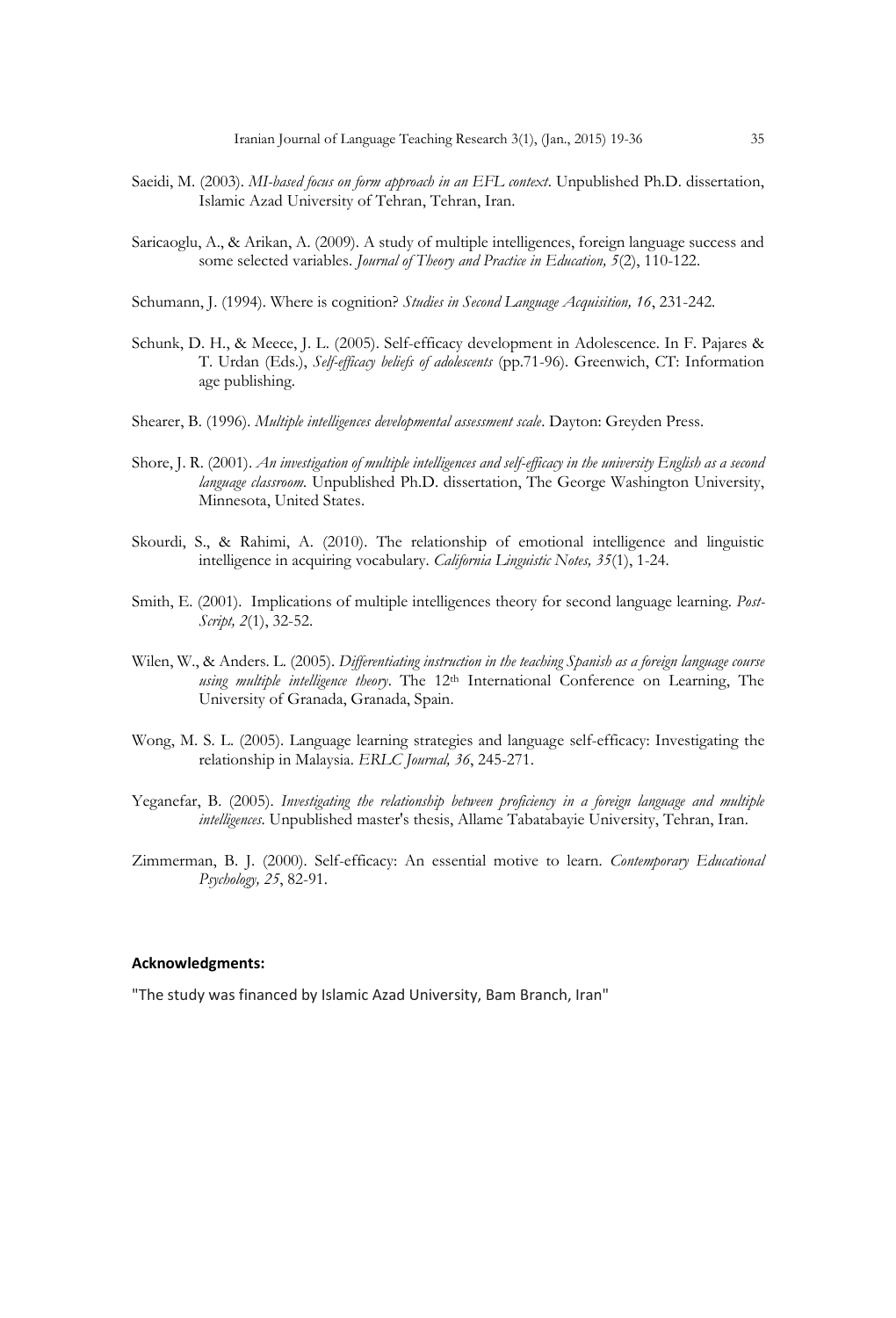Saeidi, M. (2003). *MI-based focus on form approach in an EFL context*. Unpublished Ph.D. dissertation, Islamic Azad University of Tehran, Tehran, Iran.

Saricaoglu, A., & Arikan, A. (2009). A study of multiple intelligences, foreign language success and some selected variables. *Journal of Theory and Practice in Education, 5*(2), 110-122.

Schumann, J. (1994). Where is cognition? *Studies in Second Language Acquisition, 16*, 231-242.

Schunk, D. H., & Meece, J. L. (2005). Self-efficacy development in Adolescence. In F. Pajares & T. Urdan (Eds.), *Self-efficacy beliefs of adolescents* (pp.71-96). Greenwich, CT: Information age publishing.

Shearer, B. (1996). *Multiple intelligences developmental assessment scale*. Dayton: Greyden Press.

Shore, J. R. (2001). *An investigation of multiple intelligences and self-efficacy in the university English as a second language classroom.* Unpublished Ph.D. dissertation, The George Washington University, Minnesota, United States.

Skourdi, S., & Rahimi, A. (2010). The relationship of emotional intelligence and linguistic intelligence in acquiring vocabulary. *California Linguistic Notes, 35*(1), 1-24.

Smith, E. (2001). Implications of multiple intelligences theory for second language learning. *Post-Script, 2*(1), 32-52.

Wilen, W., & Anders. L. (2005). *Differentiating instruction in the teaching Spanish as a foreign language course using multiple intelligence theory*. The 12th International Conference on Learning, The University of Granada, Granada, Spain.

Wong, M. S. L. (2005). Language learning strategies and language self-efficacy: Investigating the relationship in Malaysia. *ERLC Journal, 36*, 245-271.

Yeganefar, B. (2005). *Investigating the relationship between proficiency in a foreign language and multiple intelligences.* Unpublished master's thesis, Allame Tabatabayie University, Tehran, Iran.

Zimmerman, B. J. (2000). Self-efficacy: An essential motive to learn. *Contemporary Educational Psychology, 25*, 82-91.

**Acknowledgments:**

"The study was financed by Islamic Azad University, Bam Branch, Iran"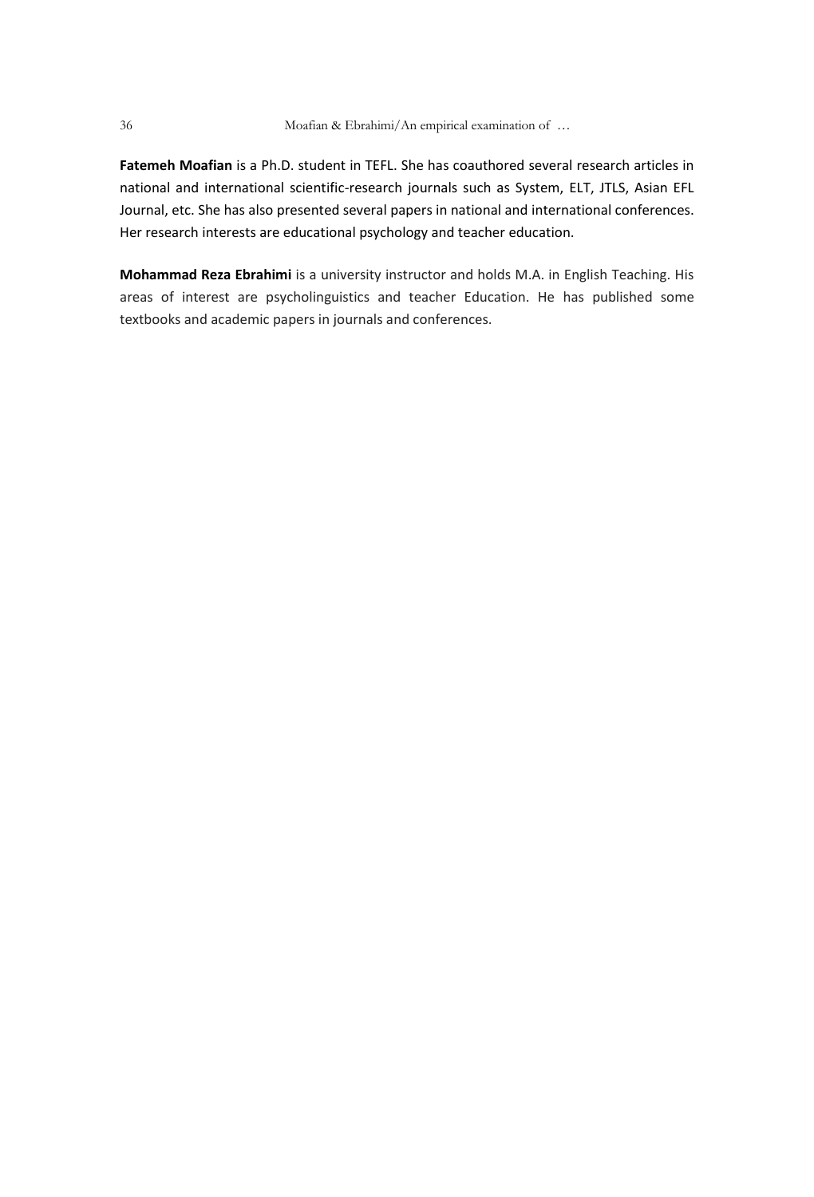**Fatemeh Moafian** is a Ph.D. student in TEFL. She has coauthored several research articles in national and international scientific-research journals such as System, ELT, JTLS, Asian EFL Journal, etc. She has also presented several papers in national and international conferences. Her research interests are educational psychology and teacher education.

**Mohammad Reza Ebrahimi** is a university instructor and holds M.A. in English Teaching. His areas of interest are psycholinguistics and teacher Education. He has published some textbooks and academic papers in journals and conferences.